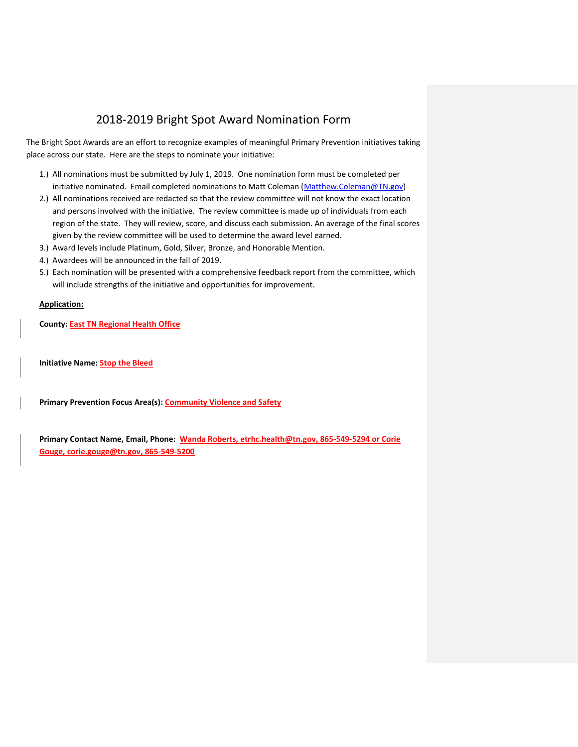# 2018-2019 Bright Spot Award Nomination Form

The Bright Spot Awards are an effort to recognize examples of meaningful Primary Prevention initiatives taking place across our state. Here are the steps to nominate your initiative:

1.) All nominations must be submitted by July 1, 2019. One nomination form must be completed per initiative nominated. Email completed nominations to Matt Coleman (Matthew.Coleman@TN.gov)
2.) All nominations received are redacted so that the review committee will not know the exact location and persons involved with the initiative. The review committee is made up of individuals from each region of the state. They will review, score, and discuss each submission. An average of the final scores given by the review committee will be used to determine the award level earned.
3.) Award levels include Platinum, Gold, Silver, Bronze, and Honorable Mention.
4.) Awardees will be announced in the fall of 2019.
5.) Each nomination will be presented with a comprehensive feedback report from the committee, which will include strengths of the initiative and opportunities for improvement.

**Application:**

**County:** East TN Regional Health Office

**Initiative Name:** Stop the Bleed

**Primary Prevention Focus Area(s):** Community Violence and Safety

**Primary Contact Name, Email, Phone:** Wanda Roberts, etrhc.health@tn.gov, 865-549-5294 or Corie Gouge, corie.gouge@tn.gov, 865-549-5200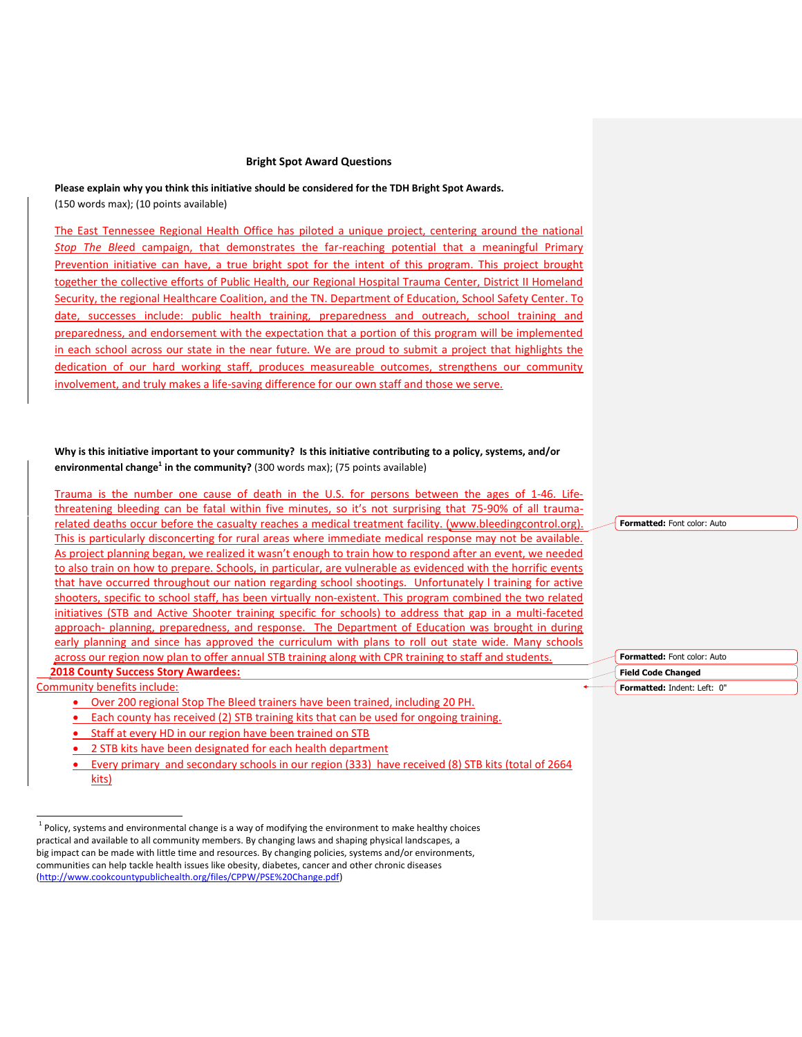**Bright Spot Award Questions**

**Please explain why you think this initiative should be considered for the TDH Bright Spot Awards.** (150 words max); (10 points available)

The East Tennessee Regional Health Office has piloted a unique project, centering around the national *Stop The Bleed* campaign, that demonstrates the far-reaching potential that a meaningful Primary Prevention initiative can have, a true bright spot for the intent of this program. This project brought together the collective efforts of Public Health, our Regional Hospital Trauma Center, District II Homeland Security, the regional Healthcare Coalition, and the TN. Department of Education, School Safety Center. To date, successes include: public health training, preparedness and outreach, school training and preparedness, and endorsement with the expectation that a portion of this program will be implemented in each school across our state in the near future. We are proud to submit a project that highlights the dedication of our hard working staff, produces measureable outcomes, strengthens our community involvement, and truly makes a life-saving difference for our own staff and those we serve.

**Why is this initiative important to your community? Is this initiative contributing to a policy, systems, and/or environmental change[1] in the community?** (300 words max); (75 points available)

Trauma is the number one cause of death in the U.S. for persons between the ages of 1-46. Life-threatening bleeding can be fatal within five minutes, so it's not surprising that 75-90% of all trauma-related deaths occur before the casualty reaches a medical treatment facility. (www.bleedingcontrol.org). This is particularly disconcerting for rural areas where immediate medical response may not be available. As project planning began, we realized it wasn't enough to train how to respond after an event, we needed to also train on how to prepare. Schools, in particular, are vulnerable as evidenced with the horrific events that have occurred throughout our nation regarding school shootings. Unfortunately l training for active shooters, specific to school staff, has been virtually non-existent. This program combined the two related initiatives (STB and Active Shooter training specific for schools) to address that gap in a multi-faceted approach- planning, preparedness, and response. The Department of Education was brought in during early planning and since has approved the curriculum with plans to roll out state wide. Many schools across our region now plan to offer annual STB training along with CPR training to staff and students.

**2018 County Success Story Awardees:**

Community benefits include:

- Over 200 regional Stop The Bleed trainers have been trained, including 20 PH.
- Each county has received (2) STB training kits that can be used for ongoing training.
- Staff at every HD in our region have been trained on STB
- 2 STB kits have been designated for each health department
- Every primary and secondary schools in our region (333) have received (8) STB kits (total of 2664 kits)

[1] Policy, systems and environmental change is a way of modifying the environment to make healthy choices practical and available to all community members. By changing laws and shaping physical landscapes, a big impact can be made with little time and resources. By changing policies, systems and/or environments, communities can help tackle health issues like obesity, diabetes, cancer and other chronic diseases (http://www.cookcountypublichealth.org/files/CPPW/PSE%20Change.pdf)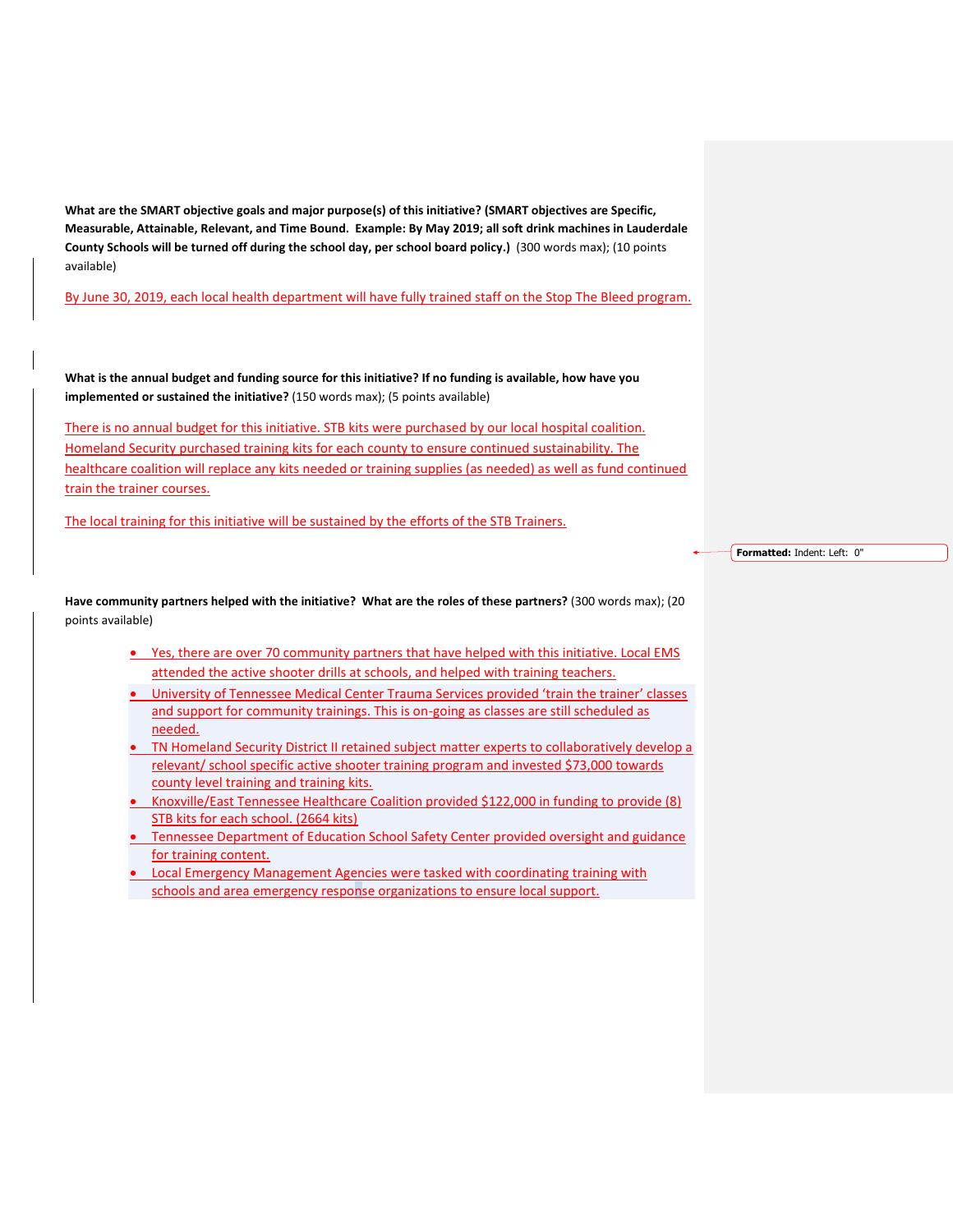**What are the SMART objective goals and major purpose(s) of this initiative? (SMART objectives are Specific, Measurable, Attainable, Relevant, and Time Bound. Example: By May 2019; all soft drink machines in Lauderdale County Schools will be turned off during the school day, per school board policy.)** (300 words max); (10 points available)

By June 30, 2019, each local health department will have fully trained staff on the Stop The Bleed program.

**What is the annual budget and funding source for this initiative? If no funding is available, how have you implemented or sustained the initiative?** (150 words max); (5 points available)

There is no annual budget for this initiative. STB kits were purchased by our local hospital coalition. Homeland Security purchased training kits for each county to ensure continued sustainability. The healthcare coalition will replace any kits needed or training supplies (as needed) as well as fund continued train the trainer courses.

The local training for this initiative will be sustained by the efforts of the STB Trainers.

**Have community partners helped with the initiative? What are the roles of these partners?** (300 words max); (20 points available)

- Yes, there are over 70 community partners that have helped with this initiative. Local EMS attended the active shooter drills at schools, and helped with training teachers.
- University of Tennessee Medical Center Trauma Services provided 'train the trainer' classes and support for community trainings. This is on-going as classes are still scheduled as needed.
- TN Homeland Security District II retained subject matter experts to collaboratively develop a relevant/ school specific active shooter training program and invested $73,000 towards county level training and training kits.
- Knoxville/East Tennessee Healthcare Coalition provided $122,000 in funding to provide (8) STB kits for each school. (2664 kits)
- Tennessee Department of Education School Safety Center provided oversight and guidance for training content.
- Local Emergency Management Agencies were tasked with coordinating training with schools and area emergency response organizations to ensure local support.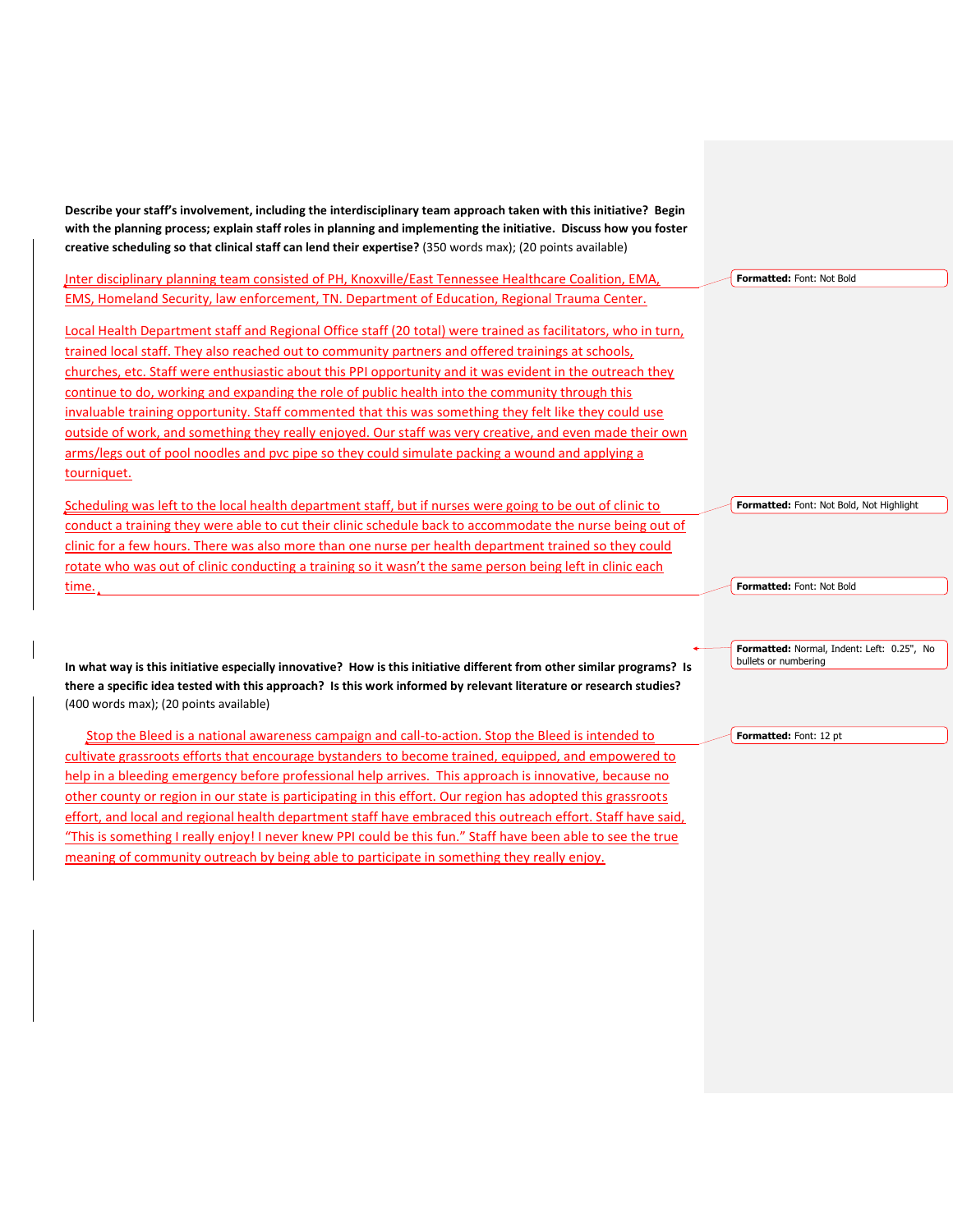**Describe your staff's involvement, including the interdisciplinary team approach taken with this initiative? Begin with the planning process; explain staff roles in planning and implementing the initiative. Discuss how you foster creative scheduling so that clinical staff can lend their expertise?** (350 words max); (20 points available)

Inter disciplinary planning team consisted of PH, Knoxville/East Tennessee Healthcare Coalition, EMA, EMS, Homeland Security, law enforcement, TN. Department of Education, Regional Trauma Center.

Local Health Department staff and Regional Office staff (20 total) were trained as facilitators, who in turn, trained local staff. They also reached out to community partners and offered trainings at schools, churches, etc. Staff were enthusiastic about this PPI opportunity and it was evident in the outreach they continue to do, working and expanding the role of public health into the community through this invaluable training opportunity. Staff commented that this was something they felt like they could use outside of work, and something they really enjoyed. Our staff was very creative, and even made their own arms/legs out of pool noodles and pvc pipe so they could simulate packing a wound and applying a tourniquet.

Scheduling was left to the local health department staff, but if nurses were going to be out of clinic to conduct a training they were able to cut their clinic schedule back to accommodate the nurse being out of clinic for a few hours. There was also more than one nurse per health department trained so they could rotate who was out of clinic conducting a training so it wasn't the same person being left in clinic each time.

**In what way is this initiative especially innovative? How is this initiative different from other similar programs? Is there a specific idea tested with this approach? Is this work informed by relevant literature or research studies?** (400 words max); (20 points available)

Stop the Bleed is a national awareness campaign and call-to-action. Stop the Bleed is intended to cultivate grassroots efforts that encourage bystanders to become trained, equipped, and empowered to help in a bleeding emergency before professional help arrives. This approach is innovative, because no other county or region in our state is participating in this effort. Our region has adopted this grassroots effort, and local and regional health department staff have embraced this outreach effort. Staff have said, "This is something I really enjoy! I never knew PPI could be this fun." Staff have been able to see the true meaning of community outreach by being able to participate in something they really enjoy.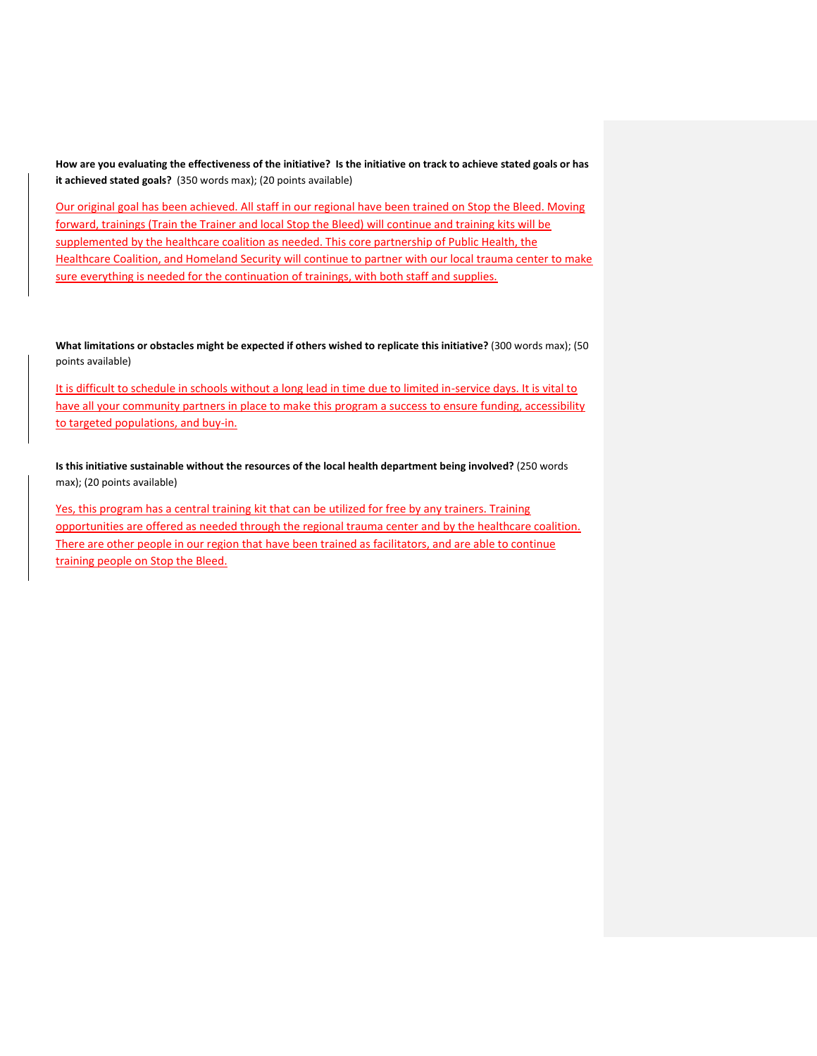**How are you evaluating the effectiveness of the initiative? Is the initiative on track to achieve stated goals or has it achieved stated goals?** (350 words max); (20 points available)

Our original goal has been achieved. All staff in our regional have been trained on Stop the Bleed. Moving forward, trainings (Train the Trainer and local Stop the Bleed) will continue and training kits will be supplemented by the healthcare coalition as needed. This core partnership of Public Health, the Healthcare Coalition, and Homeland Security will continue to partner with our local trauma center to make sure everything is needed for the continuation of trainings, with both staff and supplies.

**What limitations or obstacles might be expected if others wished to replicate this initiative?** (300 words max); (50 points available)

It is difficult to schedule in schools without a long lead in time due to limited in-service days. It is vital to have all your community partners in place to make this program a success to ensure funding, accessibility to targeted populations, and buy-in.

**Is this initiative sustainable without the resources of the local health department being involved?** (250 words max); (20 points available)

Yes, this program has a central training kit that can be utilized for free by any trainers. Training opportunities are offered as needed through the regional trauma center and by the healthcare coalition. There are other people in our region that have been trained as facilitators, and are able to continue training people on Stop the Bleed.